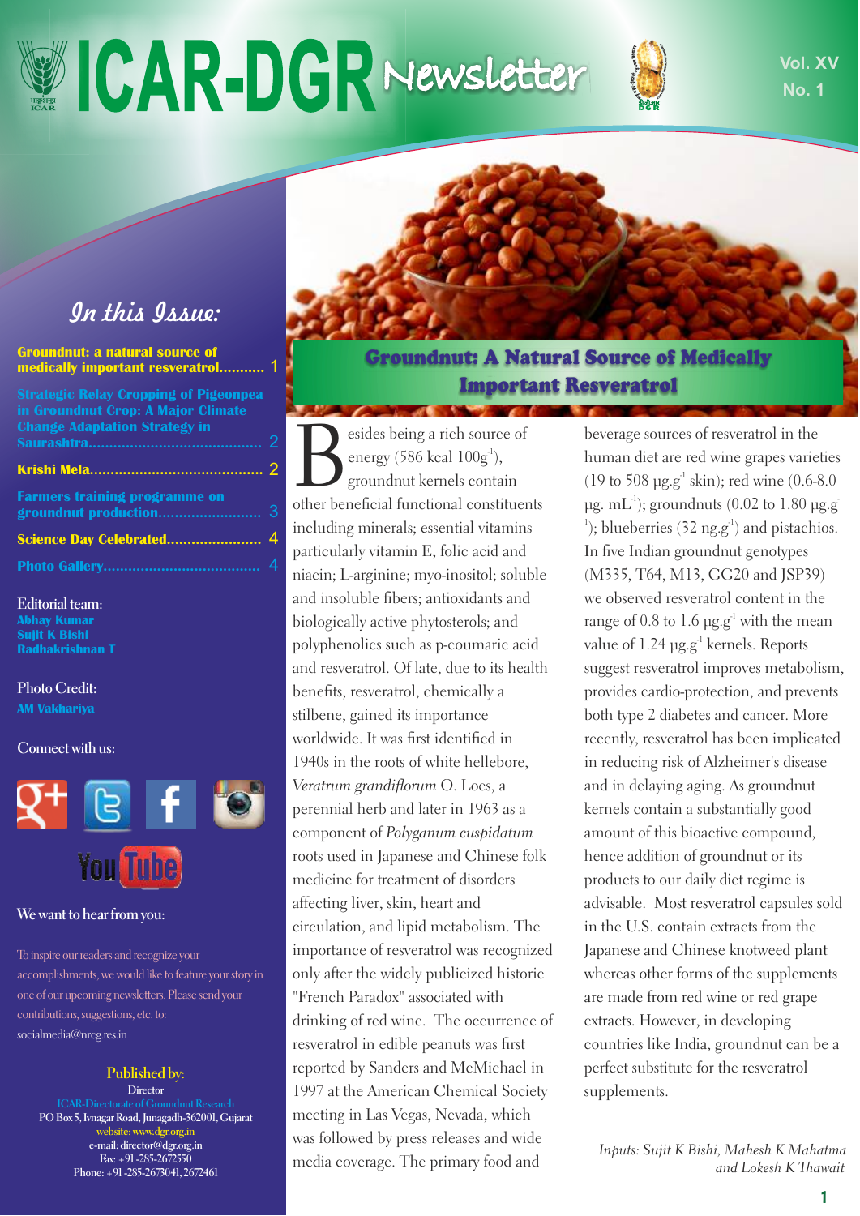# ICAR-DGR Newsletter

Vol. XV
No. 1

## In this Issue:

- Groundnut: a natural source of medically important resveratrol........... 1
- Strategic Relay Cropping of Pigeonpea in Groundnut Crop: A Major Climate Change Adaptation Strategy in Saurashtra.......................................... 2
- Krishi Mela.......................................... 2
- Farmers training programme on groundnut production......................... 3
- Science Day Celebrated....................... 4
- Photo Gallery...................................... 4

Editorial team:
Abhay Kumar
Sujit K Bishi
Radhakrishnan T

Photo Credit:
AM Vakhariya

Connect with us:

We want to hear from you:

To inspire our readers and recognize your accomplishments, we would like to feature your story in one of our upcoming newsletters. Please send your contributions, suggestions, etc. to: socialmedia@nrcg.res.in

Published by:
Director
ICAR-Directorate of Groundnut Research
PO Box 5, Ivnagar Road, Junagadh-362001, Gujarat
website: www.dgr.org.in
e-mail: director@dgr.org.in
Fax: +91-285-2672550
Phone: +91-285-2673041, 2672461

## Groundnut: A Natural Source of Medically Important Resveratrol

Besides being a rich source of energy (586 kcal $100g^{-1}$), groundnut kernels contain other beneficial functional constituents including minerals; essential vitamins particularly vitamin E, folic acid and niacin; L-arginine; myo-inositol; soluble and insoluble fibers; antioxidants and biologically active phytosterols; and polyphenolics such as p-coumaric acid and resveratrol. Of late, due to its health benefits, resveratrol, chemically a stilbene, gained its importance worldwide. It was first identified in 1940s in the roots of white hellebore, *Veratrum grandiflorum* O. Loes, a perennial herb and later in 1963 as a component of *Polyganum cuspidatum* roots used in Japanese and Chinese folk medicine for treatment of disorders affecting liver, skin, heart and circulation, and lipid metabolism. The importance of resveratrol was recognized only after the widely publicized historic "French Paradox" associated with drinking of red wine. The occurrence of resveratrol in edible peanuts was first reported by Sanders and McMichael in 1997 at the American Chemical Society meeting in Las Vegas, Nevada, which was followed by press releases and wide media coverage. The primary food and beverage sources of resveratrol in the human diet are red wine grapes varieties (19 to 508 $\mu g.g^{-1}$ skin); red wine (0.6-8.0 $\mu g.\ mL^{-1}$); groundnuts (0.02 to 1.80 $\mu g.g^{-1}$); blueberries (32 $ng.g^{-1}$) and pistachios. In five Indian groundnut genotypes (M335, T64, M13, GG20 and JSP39) we observed resveratrol content in the range of 0.8 to 1.6 $\mu g.g^{-1}$ with the mean value of 1.24 $\mu g.g^{-1}$ kernels. Reports suggest resveratrol improves metabolism, provides cardio-protection, and prevents both type 2 diabetes and cancer. More recently, resveratrol has been implicated in reducing risk of Alzheimer's disease and in delaying aging. As groundnut kernels contain a substantially good amount of this bioactive compound, hence addition of groundnut or its products to our daily diet regime is advisable. Most resveratrol capsules sold in the U.S. contain extracts from the Japanese and Chinese knotweed plant whereas other forms of the supplements are made from red wine or red grape extracts. However, in developing countries like India, groundnut can be a perfect substitute for the resveratrol supplements.

*Inputs: Sujit K Bishi, Mahesh K Mahatma and Lokesh K Thawait*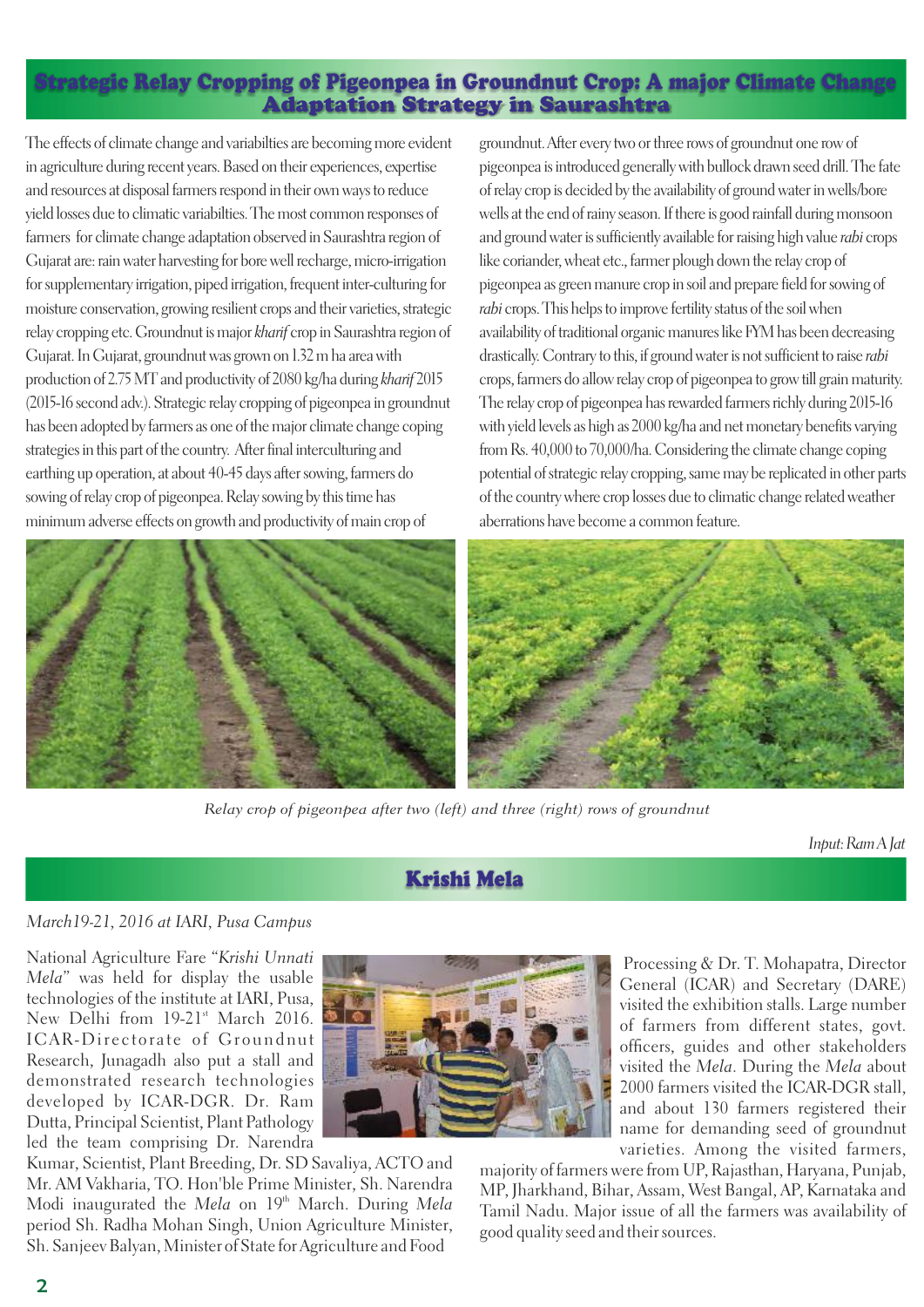## Strategic Relay Cropping of Pigeonpea in Groundnut Crop: A major Climate Change Adaptation Strategy in Saurashtra

The effects of climate change and variabilties are becoming more evident in agriculture during recent years. Based on their experiences, expertise and resources at disposal farmers respond in their own ways to reduce yield losses due to climatic variabilties. The most common responses of farmers for climate change adaptation observed in Saurashtra region of Gujarat are: rain water harvesting for bore well recharge, micro-irrigation for supplementary irrigation, piped irrigation, frequent inter-culturing for moisture conservation, growing resilient crops and their varieties, strategic relay cropping etc. Groundnut is major *kharif* crop in Saurashtra region of Gujarat. In Gujarat, groundnut was grown on 1.32 m ha area with production of 2.75 MT and productivity of 2080 kg/ha during *kharif* 2015 (2015-16 second adv.). Strategic relay cropping of pigeonpea in groundnut has been adopted by farmers as one of the major climate change coping strategies in this part of the country. After final interculturing and earthing up operation, at about 40-45 days after sowing, farmers do sowing of relay crop of pigeonpea. Relay sowing by this time has minimum adverse effects on growth and productivity of main crop of groundnut. After every two or three rows of groundnut one row of pigeonpea is introduced generally with bullock drawn seed drill. The fate of relay crop is decided by the availability of ground water in wells/bore wells at the end of rainy season. If there is good rainfall during monsoon and ground water is sufficiently available for raising high value *rabi* crops like coriander, wheat etc., farmer plough down the relay crop of pigeonpea as green manure crop in soil and prepare field for sowing of *rabi* crops. This helps to improve fertility status of the soil when availability of traditional organic manures like FYM has been decreasing drastically. Contrary to this, if ground water is not sufficient to raise *rabi* crops, farmers do allow relay crop of pigeonpea to grow till grain maturity. The relay crop of pigeonpea has rewarded farmers richly during 2015-16 with yield levels as high as 2000 kg/ha and net monetary benefits varying from Rs. 40,000 to 70,000/ha. Considering the climate change coping potential of strategic relay cropping, same may be replicated in other parts of the country where crop losses due to climatic change related weather aberrations have become a common feature.

*Relay crop of pigeonpea after two (left) and three (right) rows of groundnut*

*Input: Ram A Jat*

## Krishi Mela

*March19-21, 2016 at IARI, Pusa Campus*

National Agriculture Fare "*Krishi Unnati Mela*" was held for display the usable technologies of the institute at IARI, Pusa, New Delhi from 19-21st March 2016. ICAR-Directorate of Groundnut Research, Junagadh also put a stall and demonstrated research technologies developed by ICAR-DGR. Dr. Ram Dutta, Principal Scientist, Plant Pathology led the team comprising Dr. Narendra Kumar, Scientist, Plant Breeding, Dr. SD Savaliya, ACTO and Mr. AM Vakharia, TO. Hon'ble Prime Minister, Sh. Narendra Modi inaugurated the *Mela* on 19th March. During *Mela* period Sh. Radha Mohan Singh, Union Agriculture Minister, Sh. Sanjeev Balyan, Minister of State for Agriculture and Food Processing & Dr. T. Mohapatra, Director General (ICAR) and Secretary (DARE) visited the exhibition stalls. Large number of farmers from different states, govt. officers, guides and other stakeholders visited the *Mela*. During the *Mela* about 2000 farmers visited the ICAR-DGR stall, and about 130 farmers registered their name for demanding seed of groundnut varieties. Among the visited farmers, majority of farmers were from UP, Rajasthan, Haryana, Punjab, MP, Jharkhand, Bihar, Assam, West Bangal, AP, Karnataka and Tamil Nadu. Major issue of all the farmers was availability of good quality seed and their sources.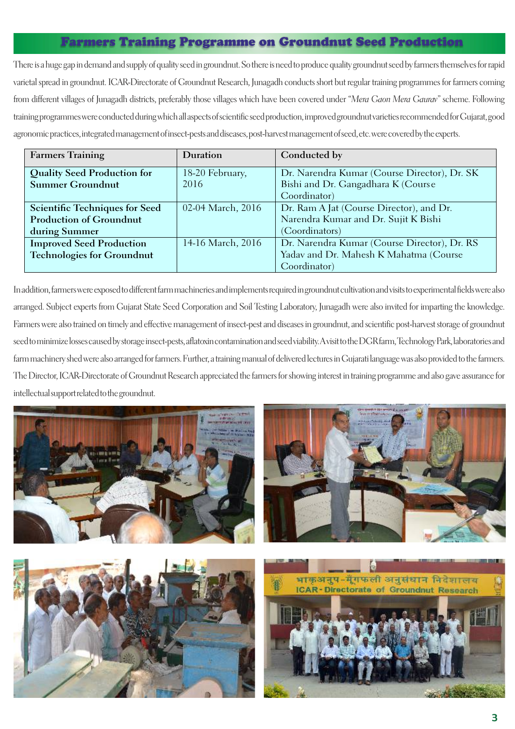## Farmers Training Programme on Groundnut Seed Production

There is a huge gap in demand and supply of quality seed in groundnut. So there is need to produce quality groundnut seed by farmers themselves for rapid varietal spread in groundnut. ICAR-Directorate of Groundnut Research, Junagadh conducts short but regular training programmes for farmers coming from different villages of Junagadh districts, preferably those villages which have been covered under "*Mera Gaon Mera Gaurav*" scheme. Following training programmes were conducted during which all aspects of scientific seed production, improved groundnut varieties recommended for Gujarat, good agronomic practices, integrated management of insect-pests and diseases, post-harvest management of seed, etc. were covered by the experts.

| Farmers Training | Duration | Conducted by |
|---|---|---|
| **Quality Seed Production for Summer Groundnut** | 18-20 February, 2016 | Dr. Narendra Kumar (Course Director), Dr. SK Bishi and Dr. Gangadhara K (Course Coordinator) |
| **Scientific Techniques for Seed Production of Groundnut during Summer** | 02-04 March, 2016 | Dr. Ram A Jat (Course Director), and Dr. Narendra Kumar and Dr. Sujit K Bishi (Coordinators) |
| **Improved Seed Production Technologies for Groundnut** | 14-16 March, 2016 | Dr. Narendra Kumar (Course Director), Dr. RS Yadav and Dr. Mahesh K Mahatma (Course Coordinator) |

In addition, farmers were exposed to different farm machineries and implements required in groundnut cultivation and visits to experimental fields were also arranged. Subject experts from Gujarat State Seed Corporation and Soil Testing Laboratory, Junagadh were also invited for imparting the knowledge. Farmers were also trained on timely and effective management of insect-pest and diseases in groundnut, and scientific post-harvest storage of groundnut seed to minimize losses caused by storage insect-pests, aflatoxin contamination and seed viability. A visit to the DGR farm, Technology Park, laboratories and farm machinery shed were also arranged for farmers. Further, a training manual of delivered lectures in Gujarati language was also provided to the farmers. The Director, ICAR-Directorate of Groundnut Research appreciated the farmers for showing interest in training programme and also gave assurance for intellectual support related to the groundnut.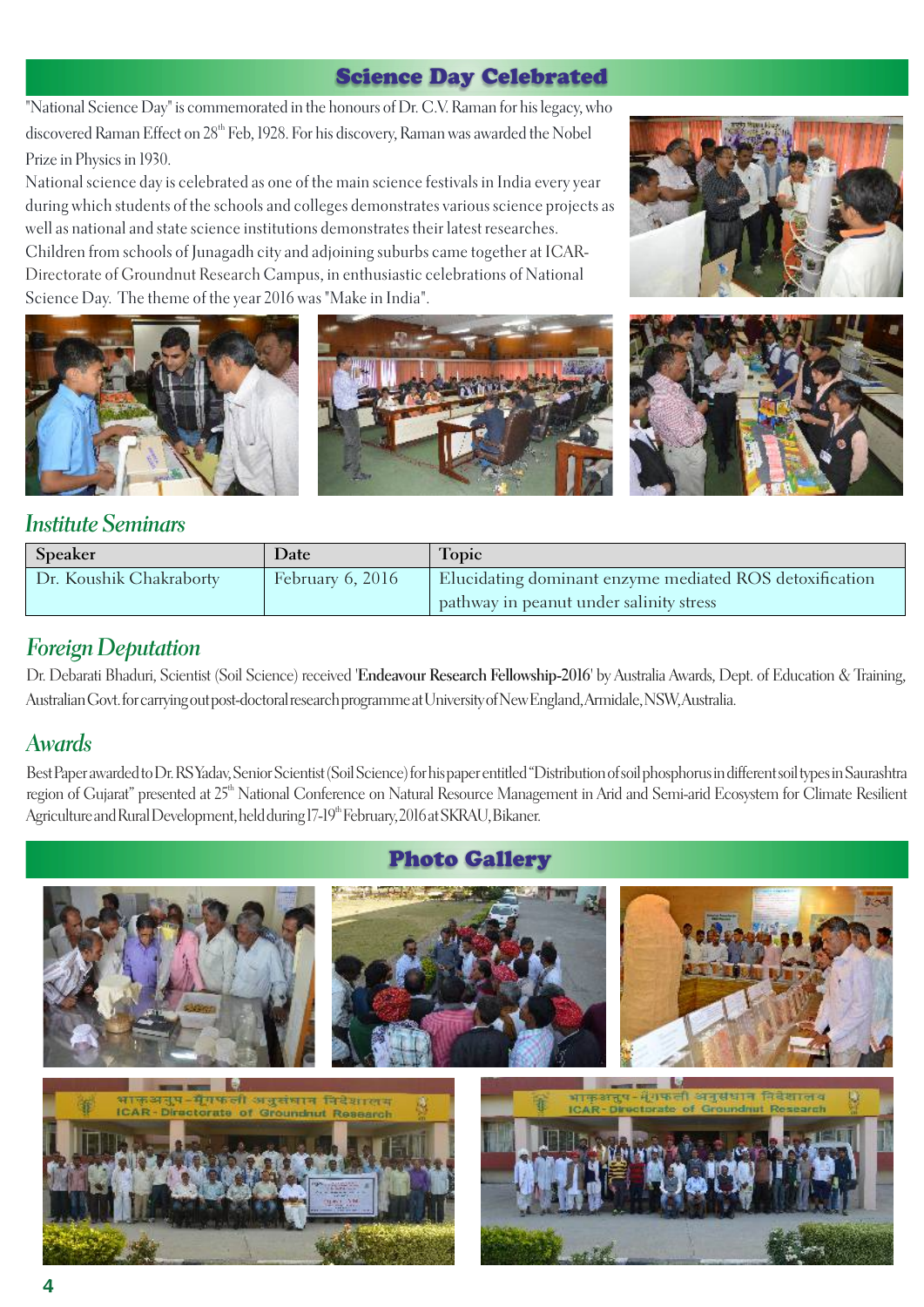## Science Day Celebrated

"National Science Day" is commemorated in the honours of Dr. C.V. Raman for his legacy, who discovered Raman Effect on 28th Feb, 1928. For his discovery, Raman was awarded the Nobel Prize in Physics in 1930.

National science day is celebrated as one of the main science festivals in India every year during which students of the schools and colleges demonstrates various science projects as well as national and state science institutions demonstrates their latest researches. Children from schools of Junagadh city and adjoining suburbs came together at ICAR-Directorate of Groundnut Research Campus, in enthusiastic celebrations of National Science Day. The theme of the year 2016 was "Make in India".

## *Institute Seminars*

| Speaker | Date | Topic |
|---|---|---|
| Dr. Koushik Chakraborty | February 6, 2016 | Elucidating dominant enzyme mediated ROS detoxification pathway in peanut under salinity stress |

## *Foreign Deputation*

Dr. Debarati Bhaduri, Scientist (Soil Science) received '**Endeavour Research Fellowship-2016**' by Australia Awards, Dept. of Education & Training, Australian Govt. for carrying out post-doctoral research programme at University of New England, Armidale, NSW, Australia.

## *Awards*

Best Paper awarded to Dr. RS Yadav, Senior Scientist (Soil Science) for his paper entitled "Distribution of soil phosphorus in different soil types in Saurashtra region of Gujarat" presented at 25th National Conference on Natural Resource Management in Arid and Semi-arid Ecosystem for Climate Resilient Agriculture and Rural Development, held during 17-19th February, 2016 at SKRAU, Bikaner.

## Photo Gallery